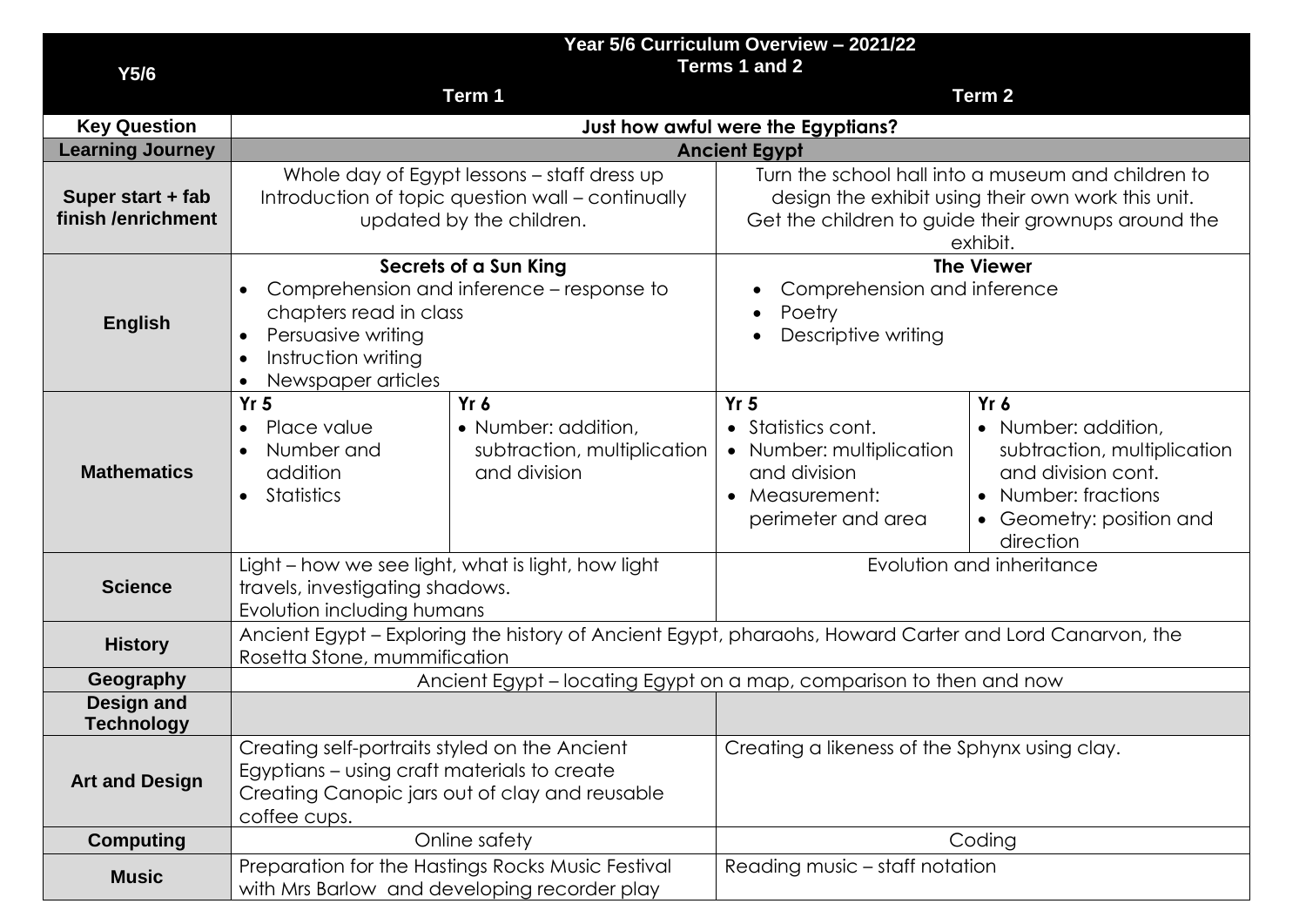| Y5/6 | Year 5/6 Curriculum Overview – 2021/22<br>Terms 1 and 2<br>Term 1 | | Term 2 | |
|---|---|---|---|---|
| **Key Question** | **Just how awful were the Egyptians?** | | | |
| **Learning Journey** | **Ancient Egypt** | | | |
| **Super start + fab finish /enrichment** | Whole day of Egypt lessons – staff dress up<br>Introduction of topic question wall – continually updated by the children. | | Turn the school hall into a museum and children to design the exhibit using their own work this unit.<br>Get the children to guide their grownups around the exhibit. | |
| **English** | **Secrets of a Sun King**<br>• Comprehension and inference – response to chapters read in class<br>• Persuasive writing<br>• Instruction writing<br>• Newspaper articles | | **The Viewer**<br>• Comprehension and inference<br>• Poetry<br>• Descriptive writing | |
| **Mathematics** | **Yr 5**<br>• Place value<br>• Number and addition<br>• Statistics | **Yr 6**<br>• Number: addition, subtraction, multiplication and division | **Yr 5**<br>• Statistics cont.<br>• Number: multiplication and division<br>• Measurement: perimeter and area | **Yr 6**<br>• Number: addition, subtraction, multiplication and division cont.<br>• Number: fractions<br>• Geometry: position and direction |
| **Science** | Light – how we see light, what is light, how light travels, investigating shadows.<br>Evolution including humans | | Evolution and inheritance | |
| **History** | Ancient Egypt – Exploring the history of Ancient Egypt, pharaohs, Howard Carter and Lord Canarvon, the Rosetta Stone, mummification | | | |
| **Geography** | Ancient Egypt – locating Egypt on a map, comparison to then and now | | | |
| **Design and Technology** | | | | |
| **Art and Design** | Creating self-portraits styled on the Ancient Egyptians – using craft materials to create<br>Creating Canopic jars out of clay and reusable coffee cups. | | Creating a likeness of the Sphynx using clay. | |
| **Computing** | Online safety | | Coding | |
| **Music** | Preparation for the Hastings Rocks Music Festival with Mrs Barlow and developing recorder play | | Reading music – staff notation | |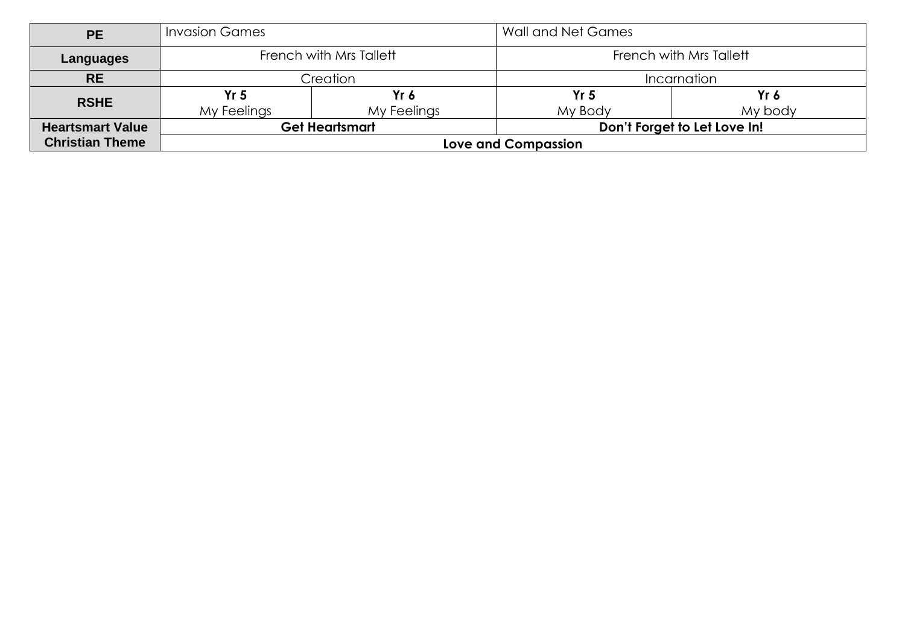| | | | | |
|---|---|---|---|---|
| **PE** | Invasion Games | | Wall and Net Games | |
| **Languages** | French with Mrs Tallett | | French with Mrs Tallett | |
| **RE** | Creation | | Incarnation | |
| **RSHE** | **Yr 5** My Feelings | **Yr 6** My Feelings | **Yr 5** My Body | **Yr 6** My body |
| **Heartsmart Value** | **Get Heartsmart** | | **Don't Forget to Let Love In!** | |
| **Christian Theme** | **Love and Compassion** | | | |